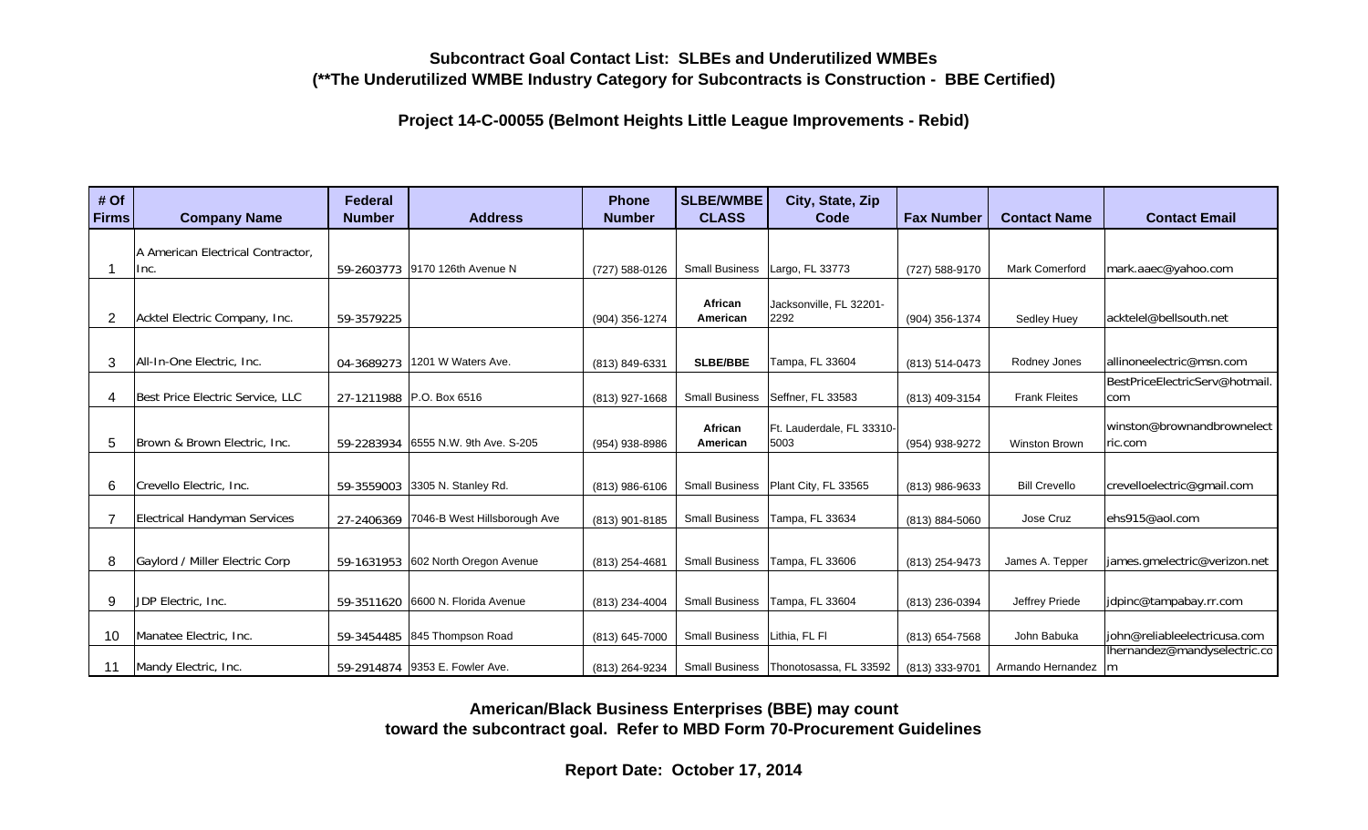## Subcontract Goal Contact List: SLBEs and Underutilized WMBEs
## (**The Underutilized WMBE Industry Category for Subcontracts is Construction - BBE Certified)

### Project 14-C-00055 (Belmont Heights Little League Improvements - Rebid)

| # Of Firms | Company Name | Federal Number | Address | Phone Number | SLBE/WMBE CLASS | City, State, Zip Code | Fax Number | Contact Name | Contact Email |
|---|---|---|---|---|---|---|---|---|---|
| 1 | A American Electrical Contractor, Inc. | 59-2603773 | 9170 126th Avenue N | (727) 588-0126 | Small Business | Largo, FL 33773 | (727) 588-9170 | Mark Comerford | mark.aaec@yahoo.com |
| 2 | Acktel Electric Company, Inc. | 59-3579225 | | (904) 356-1274 | African American | Jacksonville, FL 32201-2292 | (904) 356-1374 | Sedley Huey | acktelel@bellsouth.net |
| 3 | All-In-One Electric, Inc. | 04-3689273 | 1201 W Waters Ave. | (813) 849-6331 | SLBE/BBE | Tampa, FL 33604 | (813) 514-0473 | Rodney Jones | allinoneelectric@msn.com |
| 4 | Best Price Electric Service, LLC | 27-1211988 | P.O. Box 6516 | (813) 927-1668 | Small Business | Seffner, FL 33583 | (813) 409-3154 | Frank Fleites | BestPriceElectricServ@hotmail.com |
| 5 | Brown & Brown Electric, Inc. | 59-2283934 | 6555 N.W. 9th Ave. S-205 | (954) 938-8986 | African American | Ft. Lauderdale, FL 33310-5003 | (954) 938-9272 | Winston Brown | winston@brownandbrownelectric.com |
| 6 | Crevello Electric, Inc. | 59-3559003 | 3305 N. Stanley Rd. | (813) 986-6106 | Small Business | Plant City, FL 33565 | (813) 986-9633 | Bill Crevello | crevelloelectric@gmail.com |
| 7 | Electrical Handyman Services | 27-2406369 | 7046-B West Hillsborough Ave | (813) 901-8185 | Small Business | Tampa, FL 33634 | (813) 884-5060 | Jose Cruz | ehs915@aol.com |
| 8 | Gaylord / Miller Electric Corp | 59-1631953 | 602 North Oregon Avenue | (813) 254-4681 | Small Business | Tampa, FL 33606 | (813) 254-9473 | James A. Tepper | james.gmelectric@verizon.net |
| 9 | JDP Electric, Inc. | 59-3511620 | 6600 N. Florida Avenue | (813) 234-4004 | Small Business | Tampa, FL 33604 | (813) 236-0394 | Jeffrey Priede | jdpinc@tampabay.rr.com |
| 10 | Manatee Electric, Inc. | 59-3454485 | 845 Thompson Road | (813) 645-7000 | Small Business | Lithia, FL Fl | (813) 654-7568 | John Babuka | john@reliableelectricusa.com |
| 11 | Mandy Electric, Inc. | 59-2914874 | 9353 E. Fowler Ave. | (813) 264-9234 | Small Business | Thonotosassa, FL 33592 | (813) 333-9701 | Armando Hernandez | lhernandez@mandyselectric.com |

**American/Black Business Enterprises (BBE) may count toward the subcontract goal. Refer to MBD Form 70-Procurement Guidelines**

**Report Date: October 17, 2014**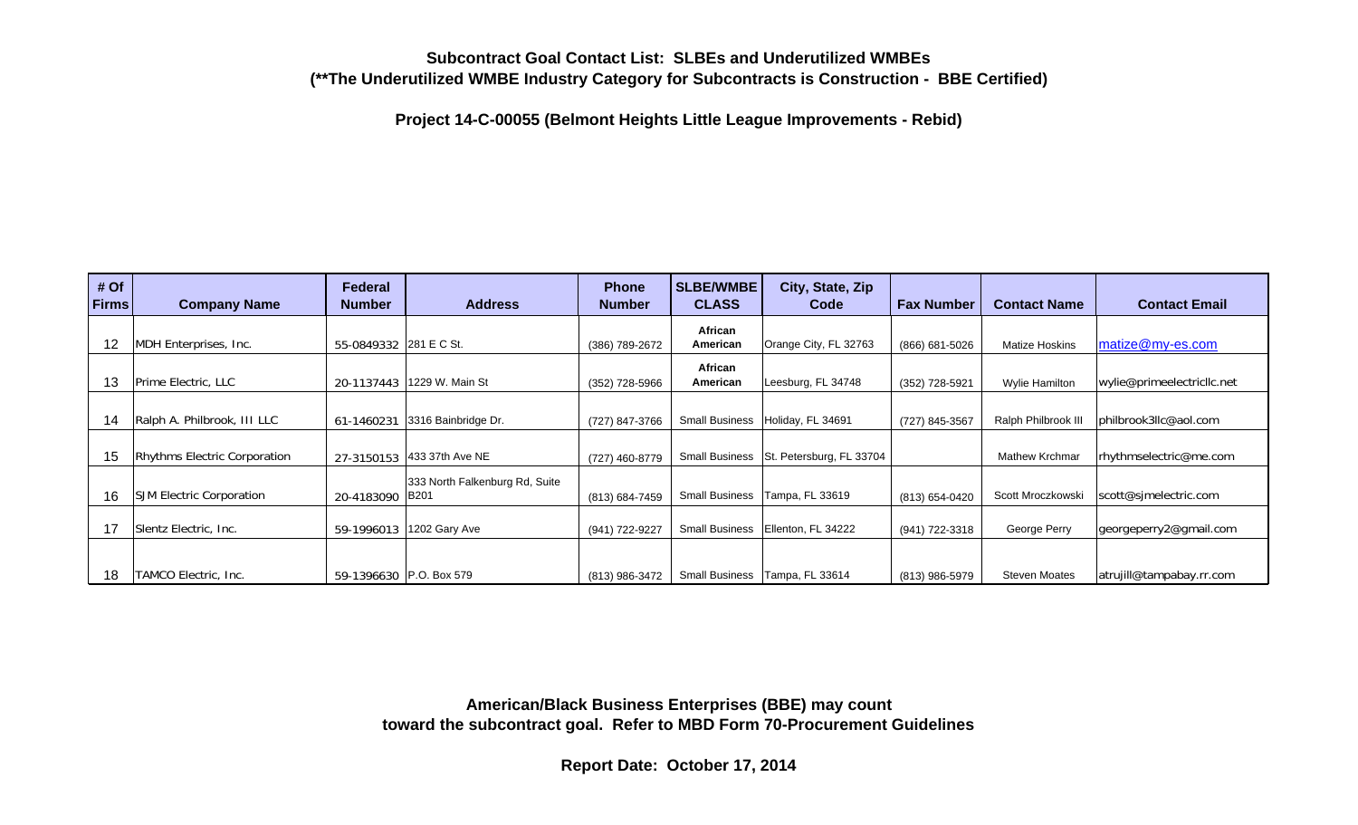**Subcontract Goal Contact List: SLBEs and Underutilized WMBEs**
**(**The Underutilized WMBE Industry Category for Subcontracts is Construction - BBE Certified)**

**Project 14-C-00055 (Belmont Heights Little League Improvements - Rebid)**

| # Of Firms | Company Name | Federal Number | Address | Phone Number | SLBE/WMBE CLASS | City, State, Zip Code | Fax Number | Contact Name | Contact Email |
|---|---|---|---|---|---|---|---|---|---|
| 12 | MDH Enterprises, Inc. | 55-0849332 | 281 E C St. | (386) 789-2672 | African American | Orange City, FL 32763 | (866) 681-5026 | Matize Hoskins | matize@my-es.com |
| 13 | Prime Electric, LLC | 20-1137443 | 1229 W. Main St | (352) 728-5966 | African American | Leesburg, FL 34748 | (352) 728-5921 | Wylie Hamilton | wylie@primeelectricllc.net |
| 14 | Ralph A. Philbrook, III LLC | 61-1460231 | 3316 Bainbridge Dr. | (727) 847-3766 | Small Business | Holiday, FL 34691 | (727) 845-3567 | Ralph Philbrook III | philbrook3llc@aol.com |
| 15 | Rhythms Electric Corporation | 27-3150153 | 433 37th Ave NE | (727) 460-8779 | Small Business | St. Petersburg, FL 33704 | | Mathew Krchmar | rhythmselectric@me.com |
| 16 | SJM Electric Corporation | 20-4183090 | 333 North Falkenburg Rd, Suite B201 | (813) 684-7459 | Small Business | Tampa, FL 33619 | (813) 654-0420 | Scott Mroczkowski | scott@sjmelectric.com |
| 17 | Slentz Electric, Inc. | 59-1996013 | 1202 Gary Ave | (941) 722-9227 | Small Business | Ellenton, FL 34222 | (941) 722-3318 | George Perry | georgeperry2@gmail.com |
| 18 | TAMCO Electric, Inc. | 59-1396630 | P.O. Box 579 | (813) 986-3472 | Small Business | Tampa, FL 33614 | (813) 986-5979 | Steven Moates | atrujill@tampabay.rr.com |

**American/Black Business Enterprises (BBE) may count toward the subcontract goal. Refer to MBD Form 70-Procurement Guidelines**

**Report Date: October 17, 2014**